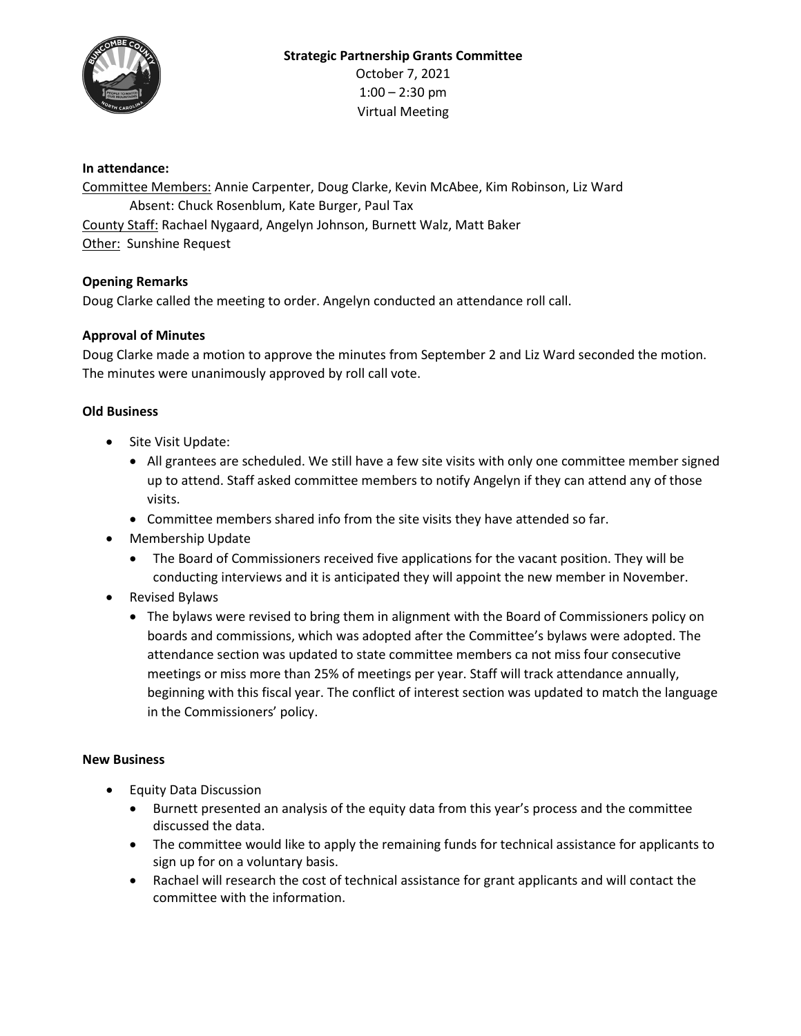**Strategic Partnership Grants Committee**
October 7, 2021
1:00 – 2:30 pm
Virtual Meeting

**In attendance:**
Committee Members: Annie Carpenter, Doug Clarke, Kevin McAbee, Kim Robinson, Liz Ward
Absent: Chuck Rosenblum, Kate Burger, Paul Tax
County Staff: Rachael Nygaard, Angelyn Johnson, Burnett Walz, Matt Baker
Other: Sunshine Request

**Opening Remarks**
Doug Clarke called the meeting to order. Angelyn conducted an attendance roll call.

**Approval of Minutes**
Doug Clarke made a motion to approve the minutes from September 2 and Liz Ward seconded the motion. The minutes were unanimously approved by roll call vote.

**Old Business**

- Site Visit Update:
  - All grantees are scheduled. We still have a few site visits with only one committee member signed up to attend. Staff asked committee members to notify Angelyn if they can attend any of those visits.
  - Committee members shared info from the site visits they have attended so far.
- Membership Update
  - The Board of Commissioners received five applications for the vacant position. They will be conducting interviews and it is anticipated they will appoint the new member in November.
- Revised Bylaws
  - The bylaws were revised to bring them in alignment with the Board of Commissioners policy on boards and commissions, which was adopted after the Committee's bylaws were adopted. The attendance section was updated to state committee members ca not miss four consecutive meetings or miss more than 25% of meetings per year. Staff will track attendance annually, beginning with this fiscal year. The conflict of interest section was updated to match the language in the Commissioners' policy.

**New Business**

- Equity Data Discussion
  - Burnett presented an analysis of the equity data from this year's process and the committee discussed the data.
  - The committee would like to apply the remaining funds for technical assistance for applicants to sign up for on a voluntary basis.
  - Rachael will research the cost of technical assistance for grant applicants and will contact the committee with the information.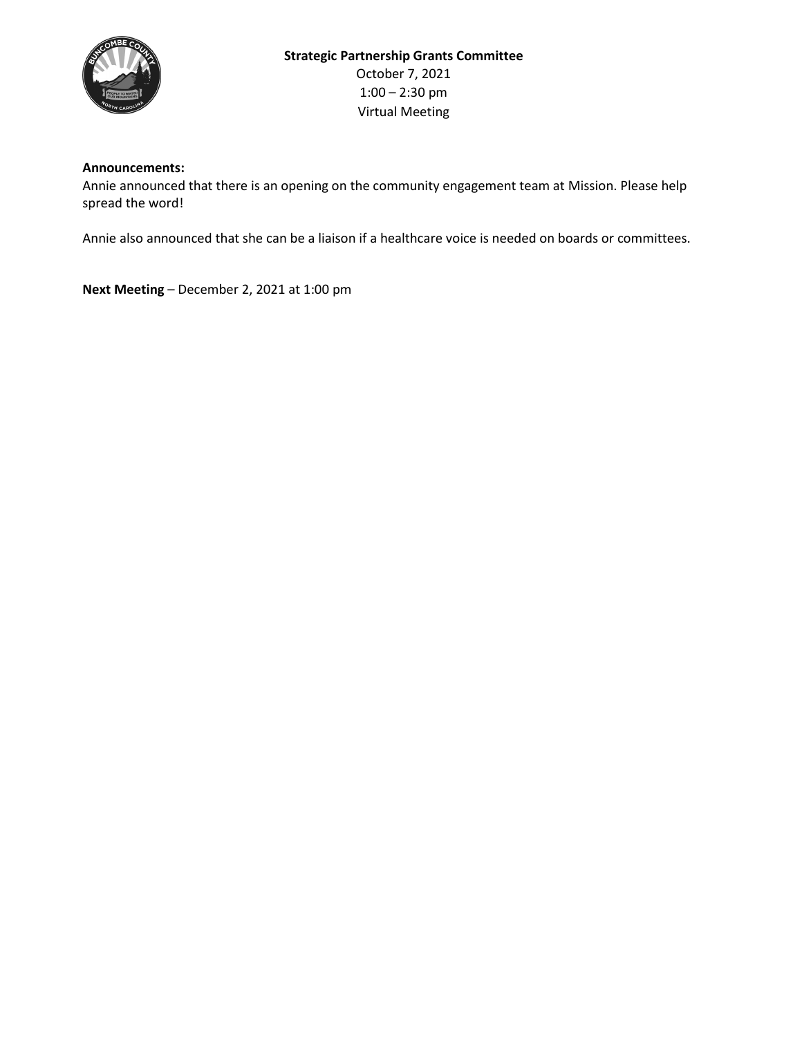**Strategic Partnership Grants Committee**
October 7, 2021
1:00 – 2:30 pm
Virtual Meeting

**Announcements:**
Annie announced that there is an opening on the community engagement team at Mission. Please help spread the word!

Annie also announced that she can be a liaison if a healthcare voice is needed on boards or committees.

**Next Meeting** – December 2, 2021 at 1:00 pm